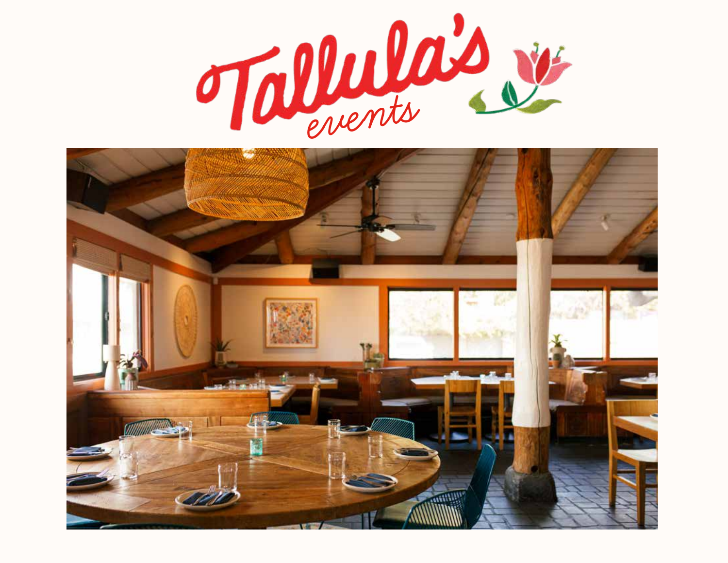# Tallula's events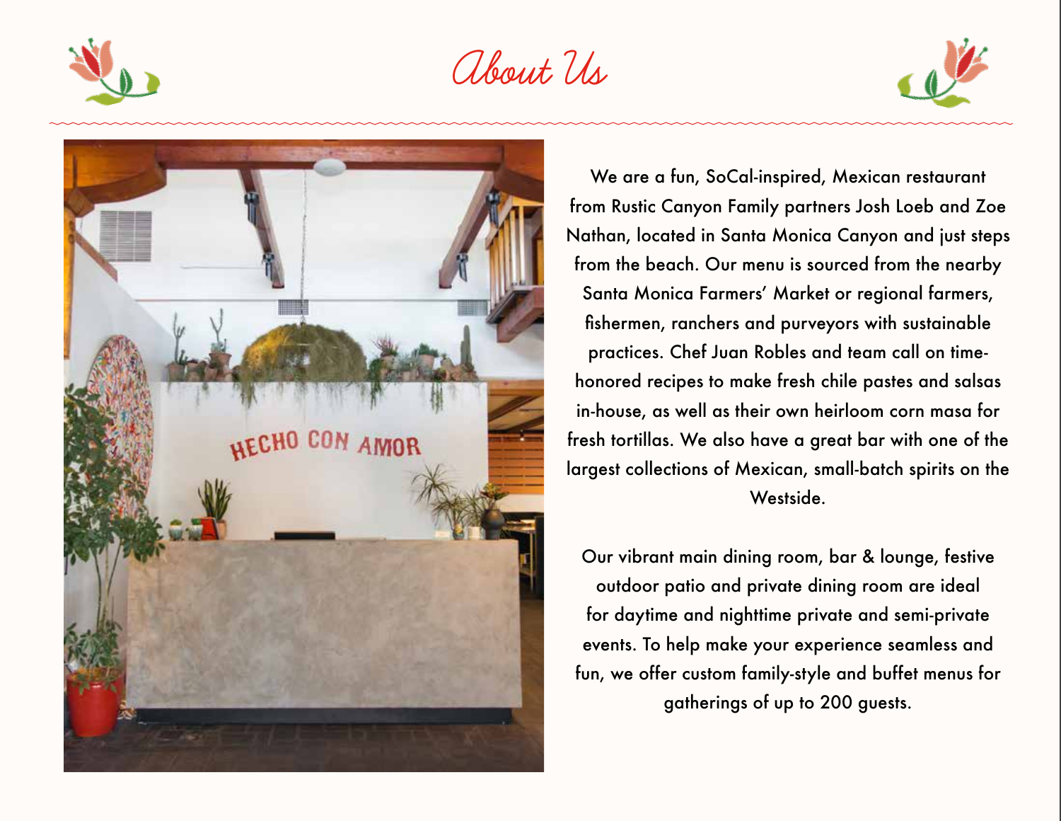# About Us

We are a fun, SoCal-inspired, Mexican restaurant from Rustic Canyon Family partners Josh Loeb and Zoe Nathan, located in Santa Monica Canyon and just steps from the beach. Our menu is sourced from the nearby Santa Monica Farmers' Market or regional farmers, fishermen, ranchers and purveyors with sustainable practices. Chef Juan Robles and team call on time-honored recipes to make fresh chile pastes and salsas in-house, as well as their own heirloom corn masa for fresh tortillas. We also have a great bar with one of the largest collections of Mexican, small-batch spirits on the Westside.

Our vibrant main dining room, bar & lounge, festive outdoor patio and private dining room are ideal for daytime and nighttime private and semi-private events. To help make your experience seamless and fun, we offer custom family-style and buffet menus for gatherings of up to 200 guests.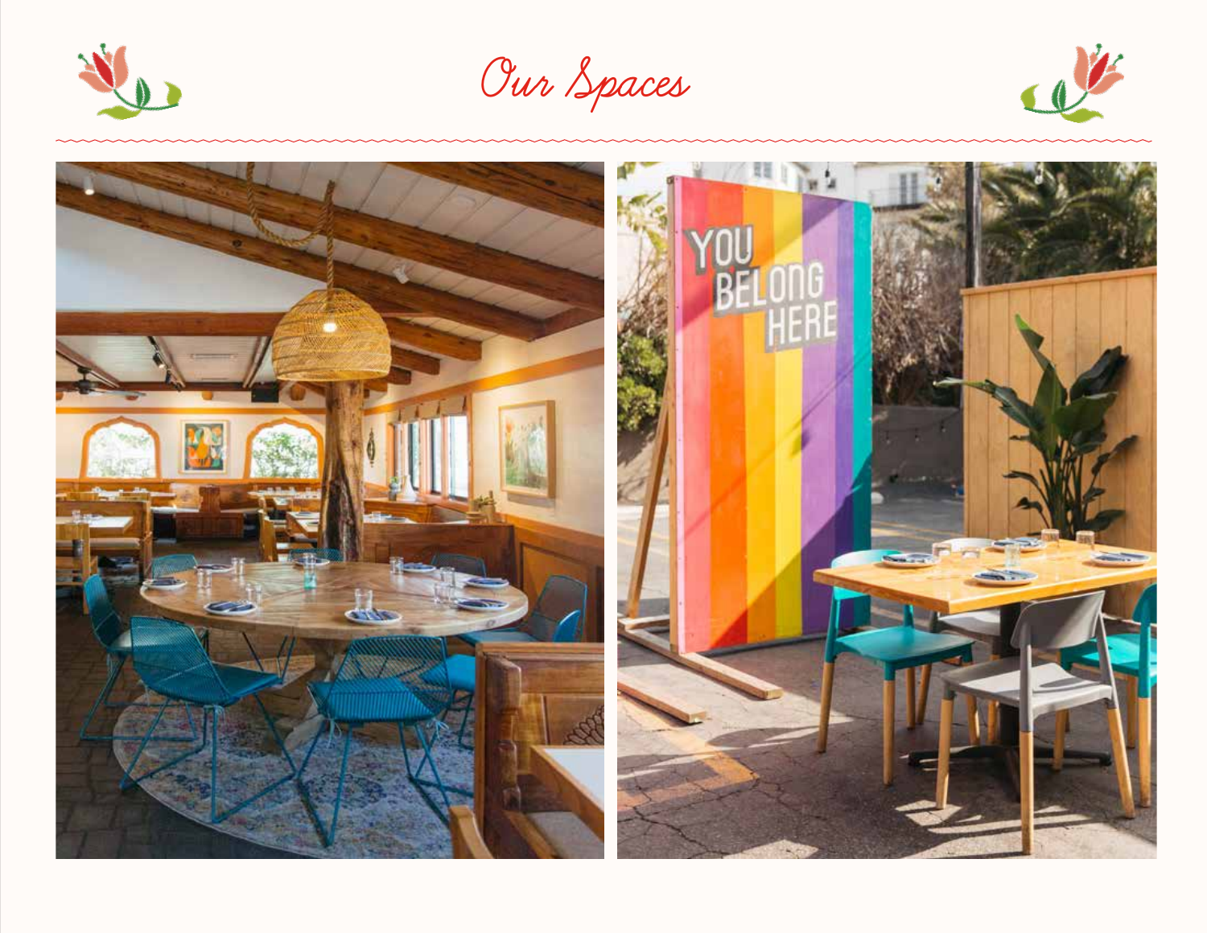# Our Spaces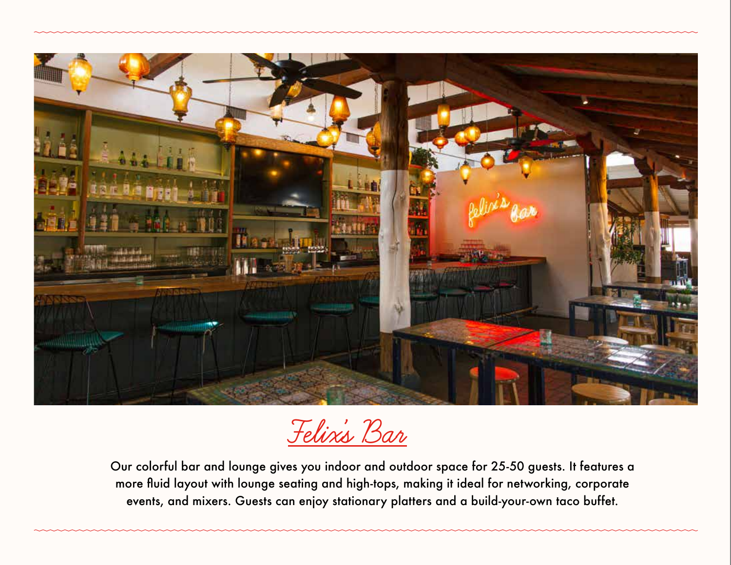# Felix's Bar

Our colorful bar and lounge gives you indoor and outdoor space for 25-50 guests. It features a more fluid layout with lounge seating and high-tops, making it ideal for networking, corporate events, and mixers. Guests can enjoy stationary platters and a build-your-own taco buffet.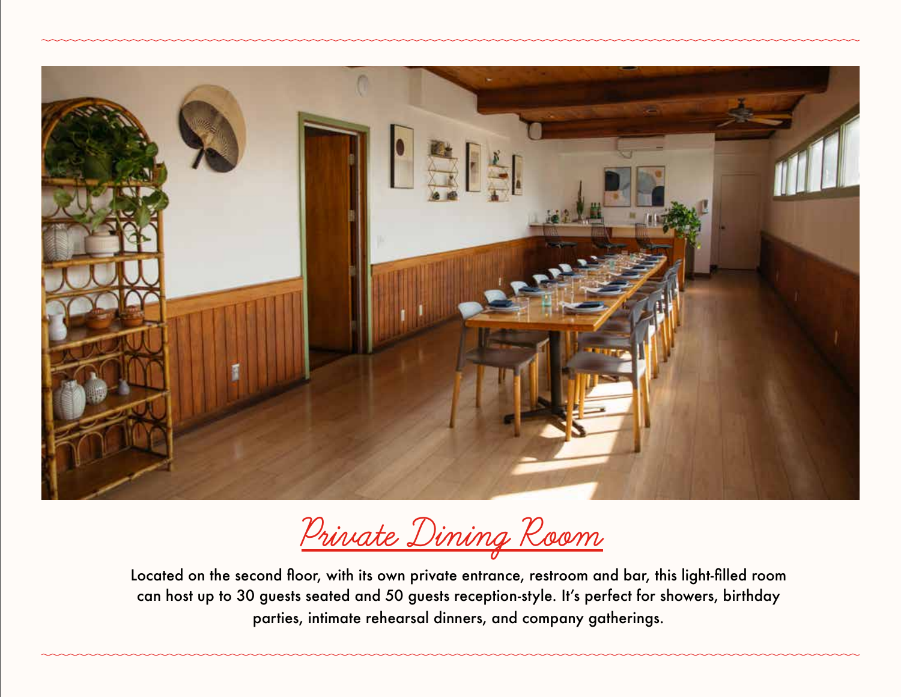## Private Dining Room

Located on the second floor, with its own private entrance, restroom and bar, this light-filled room can host up to 30 guests seated and 50 guests reception-style. It's perfect for showers, birthday parties, intimate rehearsal dinners, and company gatherings.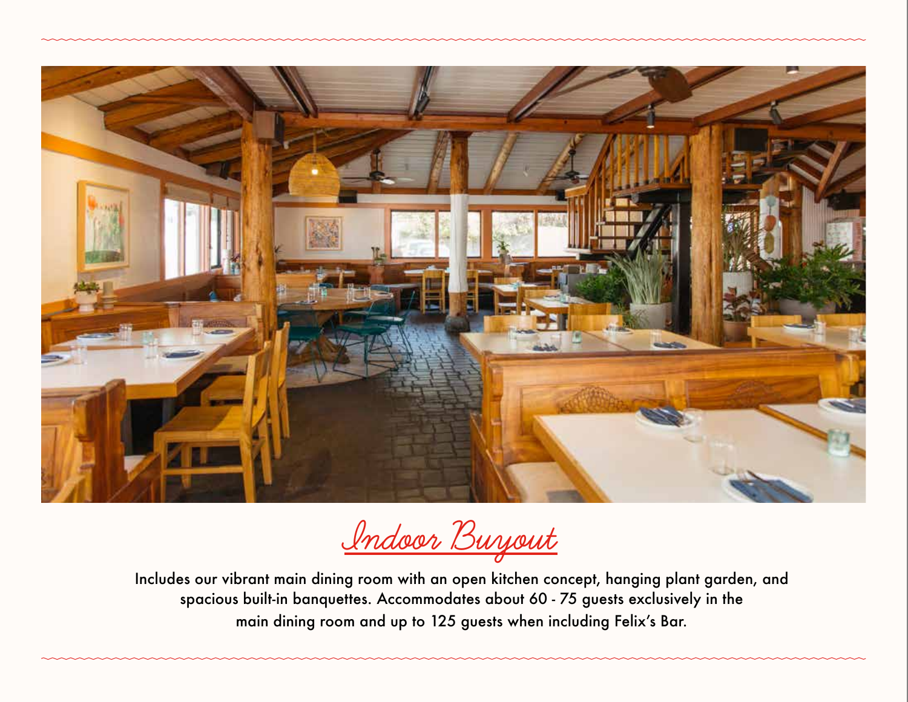## Indoor Buyout

Includes our vibrant main dining room with an open kitchen concept, hanging plant garden, and spacious built-in banquettes. Accommodates about 60 - 75 guests exclusively in the main dining room and up to 125 guests when including Felix's Bar.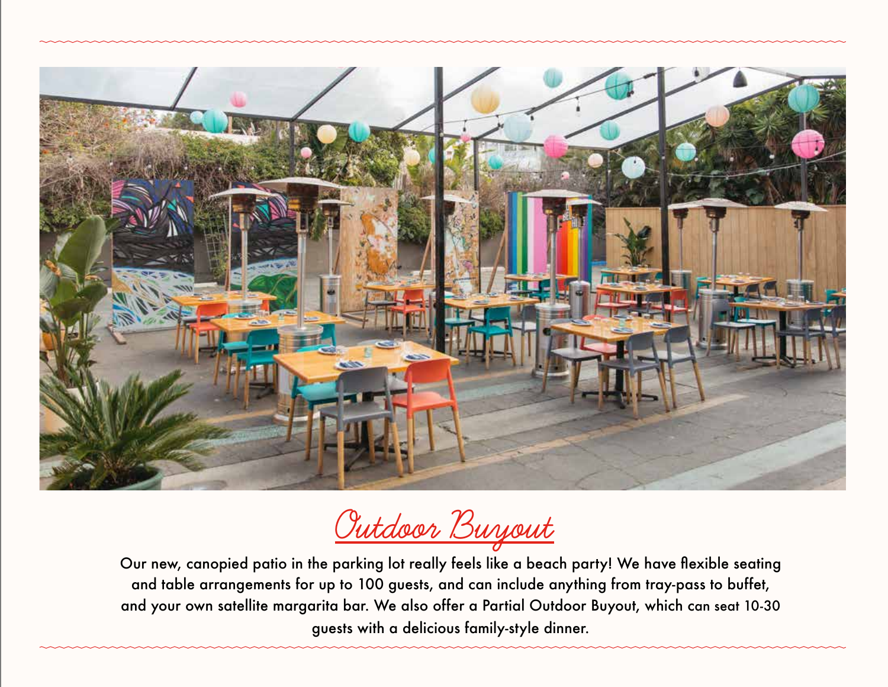# Outdoor Buyout

Our new, canopied patio in the parking lot really feels like a beach party! We have flexible seating and table arrangements for up to 100 guests, and can include anything from tray-pass to buffet, and your own satellite margarita bar. We also offer a Partial Outdoor Buyout, which can seat 10-30 guests with a delicious family-style dinner.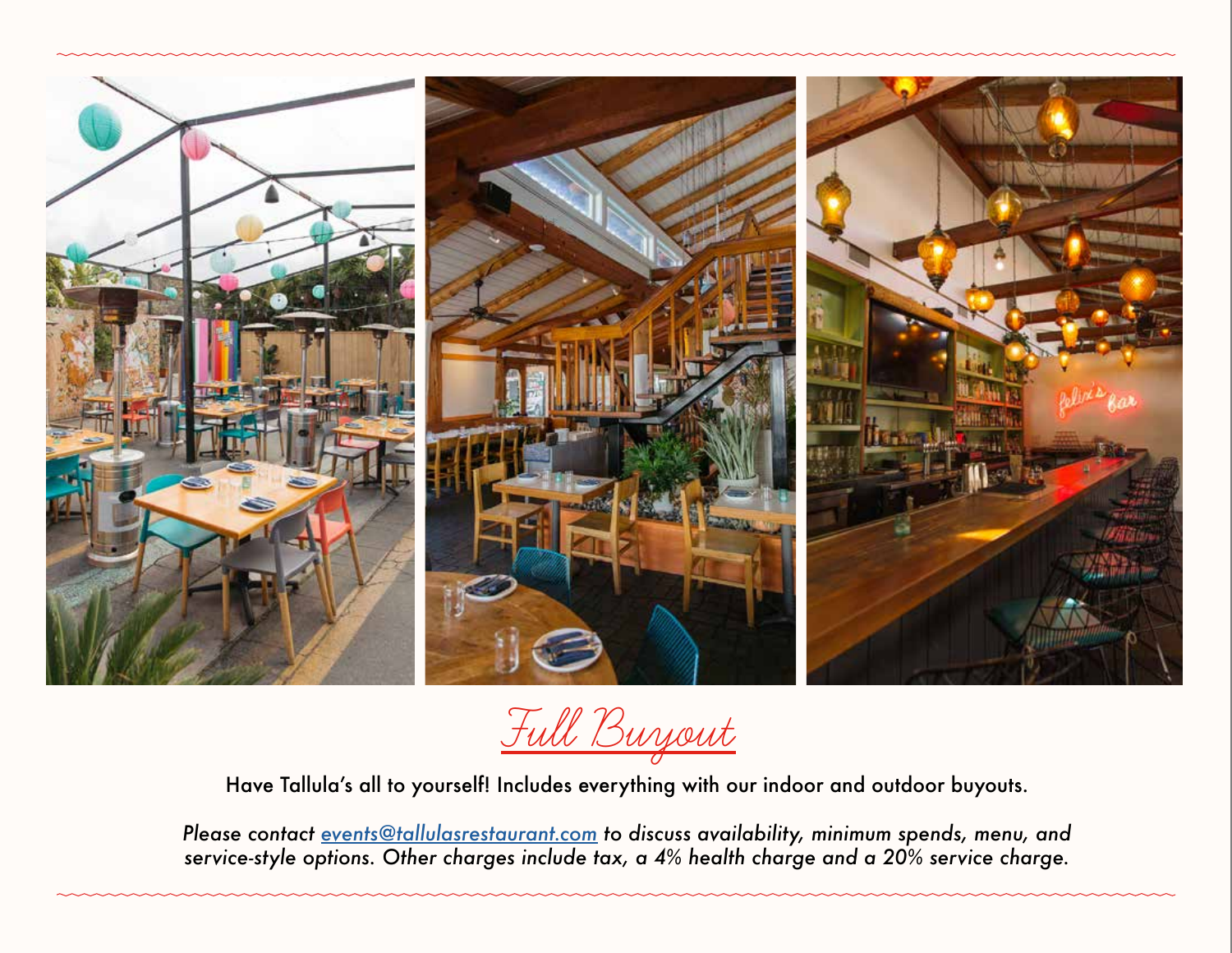## Full Buyout

Have Tallula's all to yourself! Includes everything with our indoor and outdoor buyouts.

*Please contact events@tallulasrestaurant.com to discuss availability, minimum spends, menu, and service-style options. Other charges include tax, a 4% health charge and a 20% service charge.*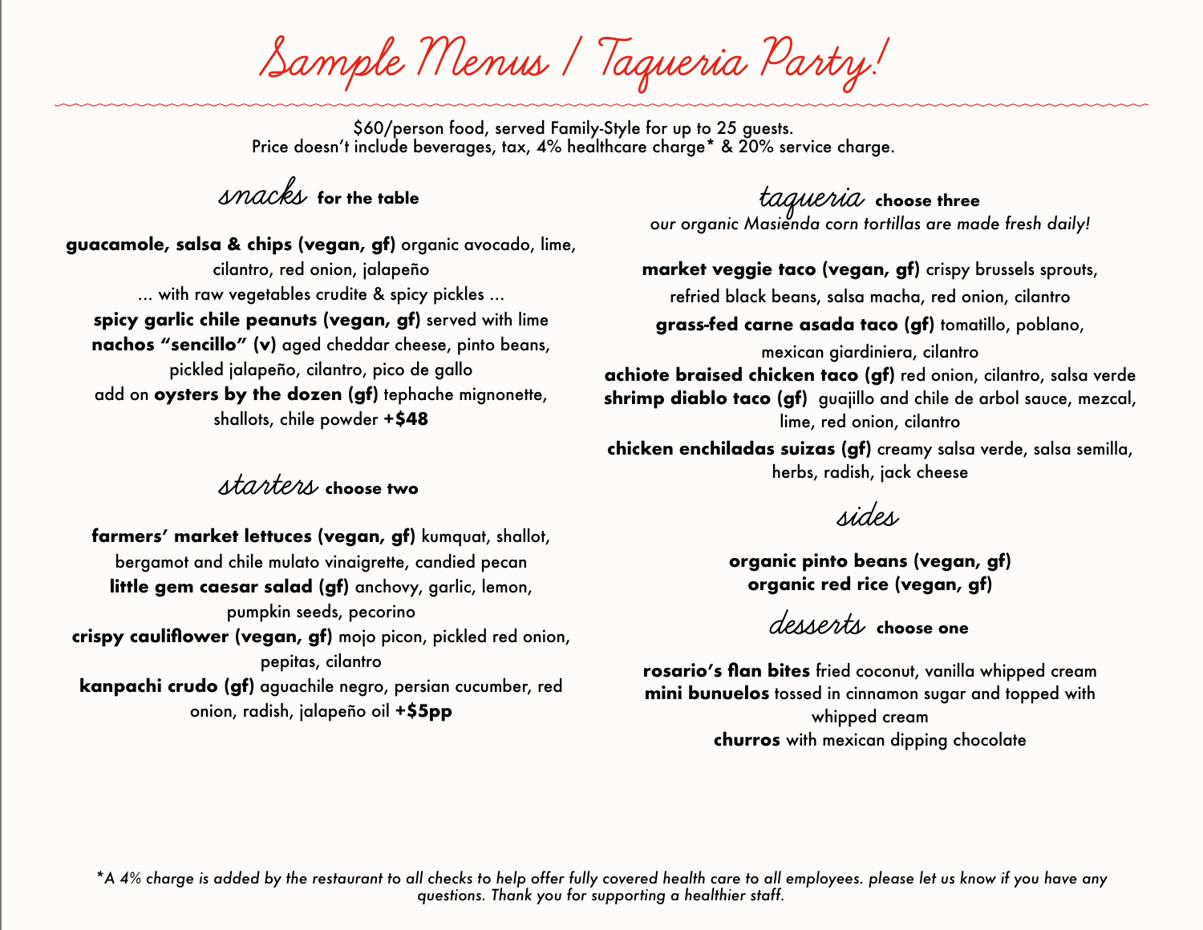# Sample Menus / Taqueria Party!

$60/person food, served Family-Style for up to 25 guests.
Price doesn't include beverages, tax, 4% healthcare charge* & 20% service charge.

## snacks **for the table**

**guacamole, salsa & chips (vegan, gf)** organic avocado, lime, cilantro, red onion, jalapeño
... with raw vegetables crudite & spicy pickles ...
**spicy garlic chile peanuts (vegan, gf)** served with lime
**nachos "sencillo" (v)** aged cheddar cheese, pinto beans, pickled jalapeño, cilantro, pico de gallo
add on **oysters by the dozen (gf)** tephache mignonette, shallots, chile powder **+$48**

## starters **choose two**

**farmers' market lettuces (vegan, gf)** kumquat, shallot, bergamot and chile mulato vinaigrette, candied pecan
**little gem caesar salad (gf)** anchovy, garlic, lemon, pumpkin seeds, pecorino
**crispy cauliflower (vegan, gf)** mojo picon, pickled red onion, pepitas, cilantro
**kanpachi crudo (gf)** aguachile negro, persian cucumber, red onion, radish, jalapeño oil **+$5pp**

## taqueria **choose three**

*our organic Masienda corn tortillas are made fresh daily!*

**market veggie taco (vegan, gf)** crispy brussels sprouts, refried black beans, salsa macha, red onion, cilantro
**grass-fed carne asada taco (gf)** tomatillo, poblano, mexican giardiniera, cilantro
**achiote braised chicken taco (gf)** red onion, cilantro, salsa verde
**shrimp diablo taco (gf)** guajillo and chile de arbol sauce, mezcal, lime, red onion, cilantro
**chicken enchiladas suizas (gf)** creamy salsa verde, salsa semilla, herbs, radish, jack cheese

## sides

**organic pinto beans (vegan, gf)**
**organic red rice (vegan, gf)**

## desserts **choose one**

**rosario's flan bites** fried coconut, vanilla whipped cream
**mini bunuelos** tossed in cinnamon sugar and topped with whipped cream
**churros** with mexican dipping chocolate

*\*A 4% charge is added by the restaurant to all checks to help offer fully covered health care to all employees. please let us know if you have any questions. Thank you for supporting a healthier staff.*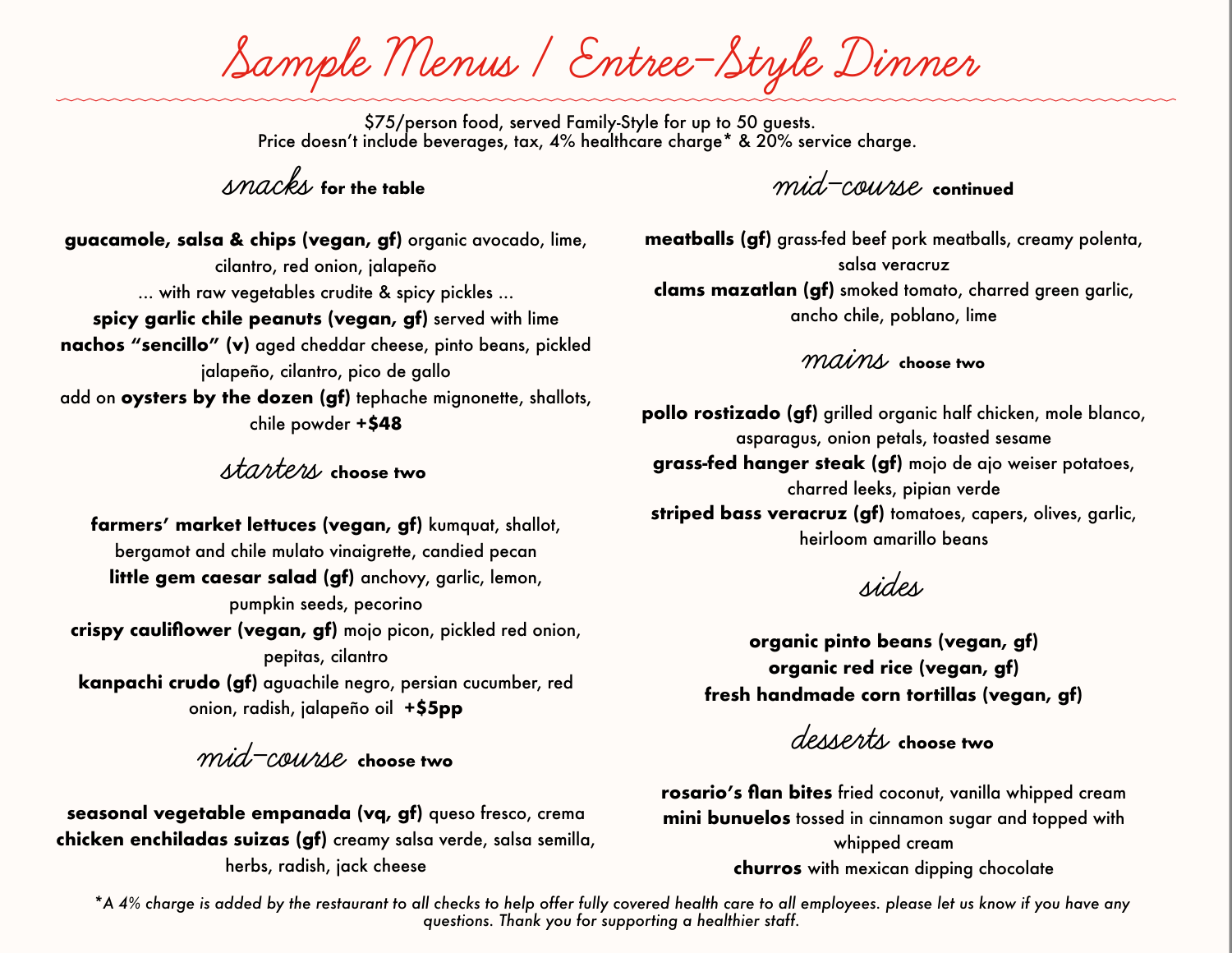# Sample Menus / Entree-Style Dinner

$75/person food, served Family-Style for up to 50 guests.
Price doesn't include beverages, tax, 4% healthcare charge* & 20% service charge.

## snacks for the table

**guacamole, salsa & chips (vegan, gf)** organic avocado, lime, cilantro, red onion, jalapeño

... with raw vegetables crudite & spicy pickles ...

**spicy garlic chile peanuts (vegan, gf)** served with lime

**nachos "sencillo" (v)** aged cheddar cheese, pinto beans, pickled jalapeño, cilantro, pico de gallo

add on **oysters by the dozen (gf)** tephache mignonette, shallots, chile powder **+$48**

## starters choose two

**farmers' market lettuces (vegan, gf)** kumquat, shallot, bergamot and chile mulato vinaigrette, candied pecan

**little gem caesar salad (gf)** anchovy, garlic, lemon, pumpkin seeds, pecorino

**crispy cauliflower (vegan, gf)** mojo picon, pickled red onion, pepitas, cilantro

**kanpachi crudo (gf)** aguachile negro, persian cucumber, red onion, radish, jalapeño oil **+$5pp**

## mid-course choose two

**seasonal vegetable empanada (vq, gf)** queso fresco, crema

**chicken enchiladas suizas (gf)** creamy salsa verde, salsa semilla, herbs, radish, jack cheese

## mid-course continued

**meatballs (gf)** grass-fed beef pork meatballs, creamy polenta, salsa veracruz

**clams mazatlan (gf)** smoked tomato, charred green garlic, ancho chile, poblano, lime

## mains choose two

**pollo rostizado (gf)** grilled organic half chicken, mole blanco, asparagus, onion petals, toasted sesame

**grass-fed hanger steak (gf)** mojo de ajo weiser potatoes, charred leeks, pipian verde

**striped bass veracruz (gf)** tomatoes, capers, olives, garlic, heirloom amarillo beans

## sides

**organic pinto beans (vegan, gf)**

**organic red rice (vegan, gf)**

**fresh handmade corn tortillas (vegan, gf)**

## desserts choose two

**rosario's flan bites** fried coconut, vanilla whipped cream

**mini bunuelos** tossed in cinnamon sugar and topped with whipped cream

**churros** with mexican dipping chocolate

*\*A 4% charge is added by the restaurant to all checks to help offer fully covered health care to all employees. please let us know if you have any questions. Thank you for supporting a healthier staff.*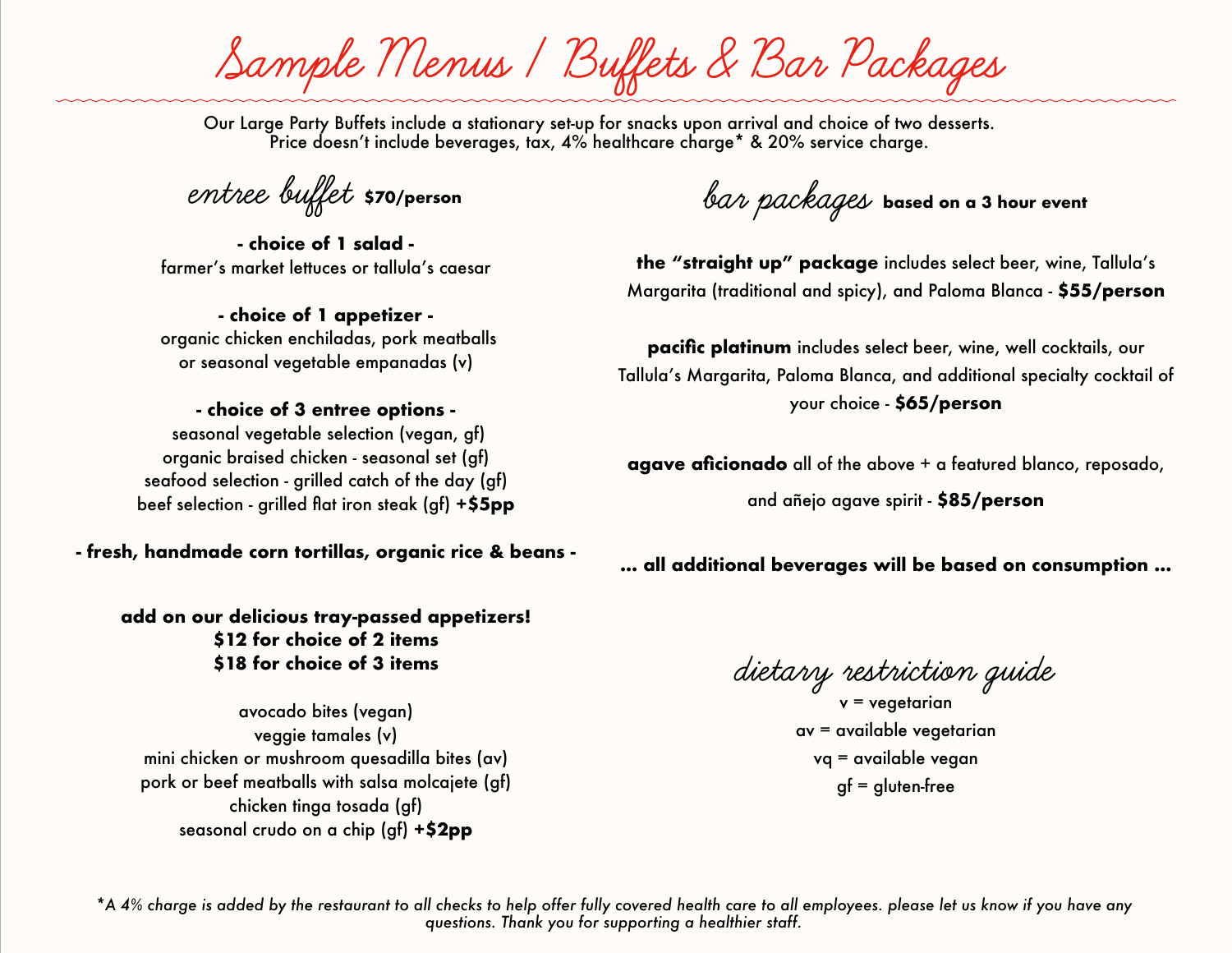# Sample Menus / Buffets & Bar Packages

Our Large Party Buffets include a stationary set-up for snacks upon arrival and choice of two desserts.
Price doesn't include beverages, tax, 4% healthcare charge* & 20% service charge.

## entree buffet **$70/person**

**- choice of 1 salad -**
farmer's market lettuces or tallula's caesar

**- choice of 1 appetizer -**
organic chicken enchiladas, pork meatballs
or seasonal vegetable empanadas (v)

**- choice of 3 entree options -**
seasonal vegetable selection (vegan, gf)
organic braised chicken - seasonal set (gf)
seafood selection - grilled catch of the day (gf)
beef selection - grilled flat iron steak (gf) **+$5pp**

**- fresh, handmade corn tortillas, organic rice & beans -**

**add on our delicious tray-passed appetizers!**
**$12 for choice of 2 items**
**$18 for choice of 3 items**

avocado bites (vegan)
veggie tamales (v)
mini chicken or mushroom quesadilla bites (av)
pork or beef meatballs with salsa molcajete (gf)
chicken tinga tosada (gf)
seasonal crudo on a chip (gf) **+$2pp**

## bar packages **based on a 3 hour event**

**the "straight up" package** includes select beer, wine, Tallula's Margarita (traditional and spicy), and Paloma Blanca - **$55/person**

**pacific platinum** includes select beer, wine, well cocktails, our Tallula's Margarita, Paloma Blanca, and additional specialty cocktail of your choice - **$65/person**

**agave aficionado** all of the above + a featured blanco, reposado, and añejo agave spirit - **$85/person**

**... all additional beverages will be based on consumption ...**

## dietary restriction guide

v = vegetarian
av = available vegetarian
vq = available vegan
gf = gluten-free

*\*A 4% charge is added by the restaurant to all checks to help offer fully covered health care to all employees. please let us know if you have any questions. Thank you for supporting a healthier staff.*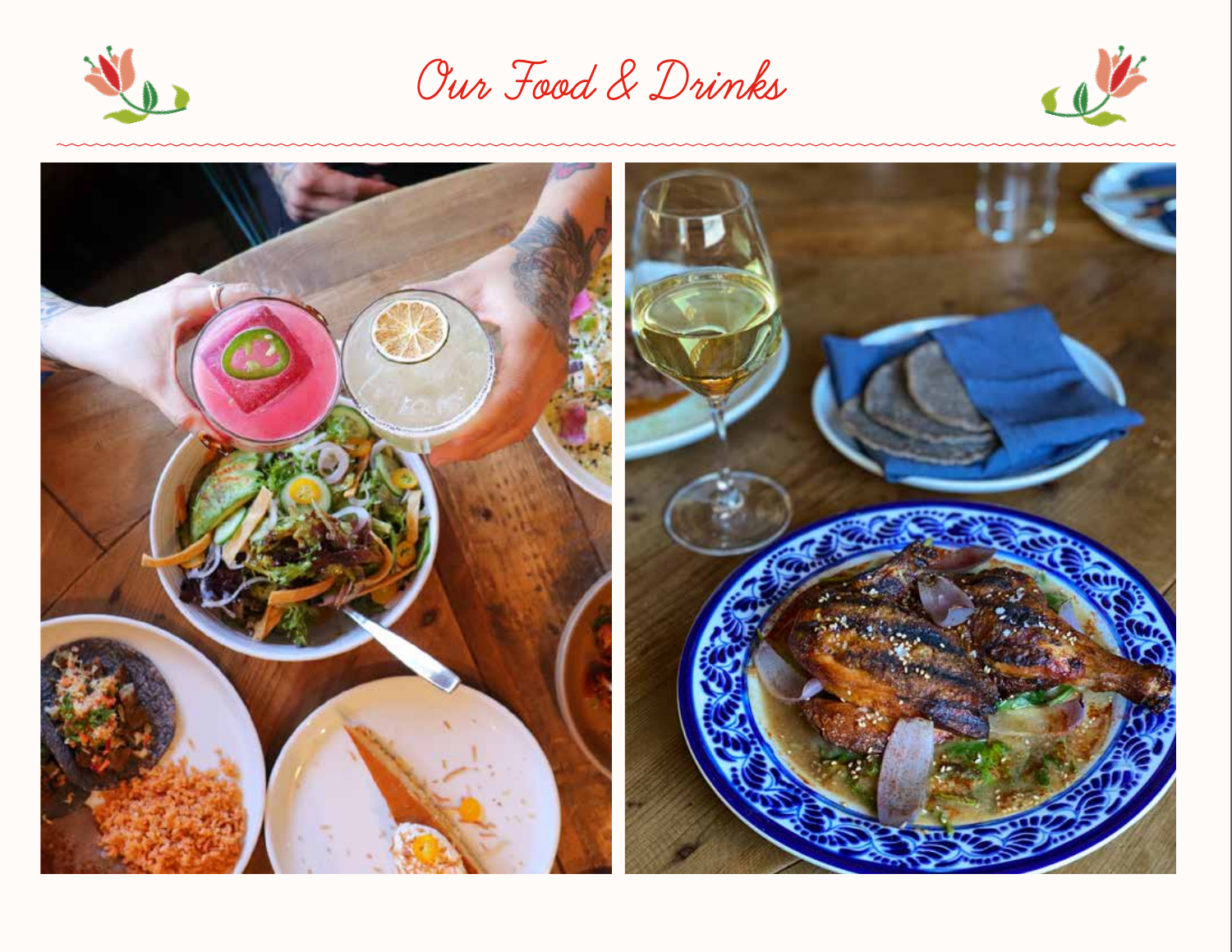# Our Food & Drinks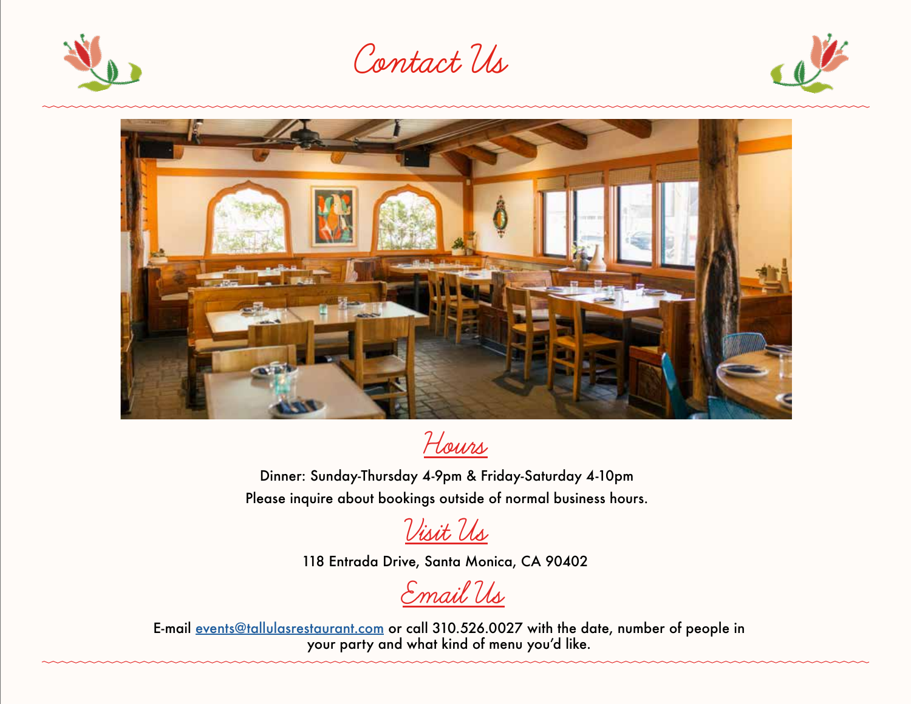# Contact Us

## Hours

Dinner: Sunday-Thursday 4-9pm & Friday-Saturday 4-10pm
Please inquire about bookings outside of normal business hours.

## Visit Us

118 Entrada Drive, Santa Monica, CA 90402

## Email Us

E-mail events@tallulasrestaurant.com or call 310.526.0027 with the date, number of people in your party and what kind of menu you'd like.